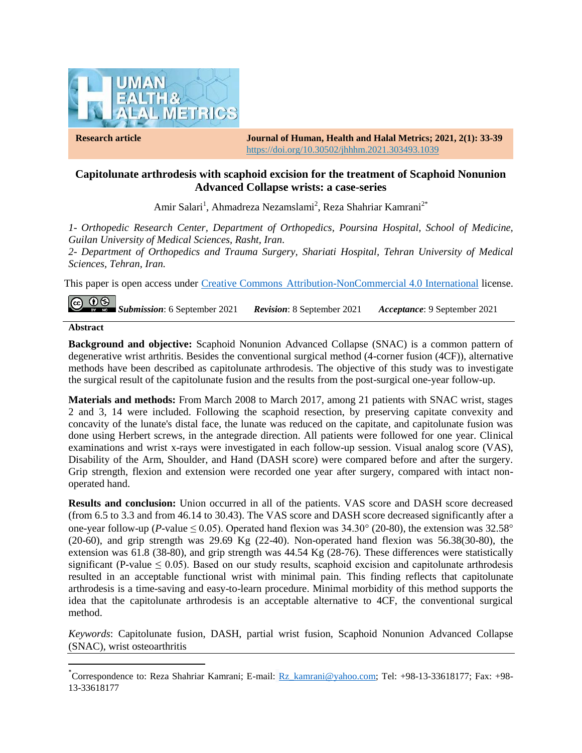**Research article**

**Journal of Human, Health and Halal Metrics; 2021, 2(1): 33-39**
https://doi.org/10.30502/jhhhm.2021.303493.1039

# Capitolunate arthrodesis with scaphoid excision for the treatment of Scaphoid Nonunion Advanced Collapse wrists: a case-series

Amir Salari[1], Ahmadreza Nezamslami[2], Reza Shahriar Kamrani[2*]

*1- Orthopedic Research Center, Department of Orthopedics, Poursina Hospital, School of Medicine, Guilan University of Medical Sciences, Rasht, Iran.*
*2- Department of Orthopedics and Trauma Surgery, Shariati Hospital, Tehran University of Medical Sciences, Tehran, Iran.*

This paper is open access under Creative Commons Attribution-NonCommercial 4.0 International license.

***Submission***: 6 September 2021 ***Revision***: 8 September 2021 ***Acceptance***: 9 September 2021

## Abstract

**Background and objective:** Scaphoid Nonunion Advanced Collapse (SNAC) is a common pattern of degenerative wrist arthritis. Besides the conventional surgical method (4-corner fusion (4CF)), alternative methods have been described as capitolunate arthrodesis. The objective of this study was to investigate the surgical result of the capitolunate fusion and the results from the post-surgical one-year follow-up.

**Materials and methods:** From March 2008 to March 2017, among 21 patients with SNAC wrist, stages 2 and 3, 14 were included. Following the scaphoid resection, by preserving capitate convexity and concavity of the lunate's distal face, the lunate was reduced on the capitate, and capitolunate fusion was done using Herbert screws, in the antegrade direction. All patients were followed for one year. Clinical examinations and wrist x-rays were investigated in each follow-up session. Visual analog score (VAS), Disability of the Arm, Shoulder, and Hand (DASH score) were compared before and after the surgery. Grip strength, flexion and extension were recorded one year after surgery, compared with intact non-operated hand.

**Results and conclusion:** Union occurred in all of the patients. VAS score and DASH score decreased (from 6.5 to 3.3 and from 46.14 to 30.43). The VAS score and DASH score decreased significantly after a one-year follow-up (*P*-value $\leq$ 0.05). Operated hand flexion was 34.30° (20-80), the extension was 32.58° (20-60), and grip strength was 29.69 Kg (22-40). Non-operated hand flexion was 56.38(30-80), the extension was 61.8 (38-80), and grip strength was 44.54 Kg (28-76). These differences were statistically significant (P-value $\leq$ 0.05). Based on our study results, scaphoid excision and capitolunate arthrodesis resulted in an acceptable functional wrist with minimal pain. This finding reflects that capitolunate arthrodesis is a time-saving and easy-to-learn procedure. Minimal morbidity of this method supports the idea that the capitolunate arthrodesis is an acceptable alternative to 4CF, the conventional surgical method.

*Keywords*: Capitolunate fusion, DASH, partial wrist fusion, Scaphoid Nonunion Advanced Collapse (SNAC), wrist osteoarthritis

---

[*] Correspondence to: Reza Shahriar Kamrani; E-mail: Rz_kamrani@yahoo.com; Tel: +98-13-33618177; Fax: +98-13-33618177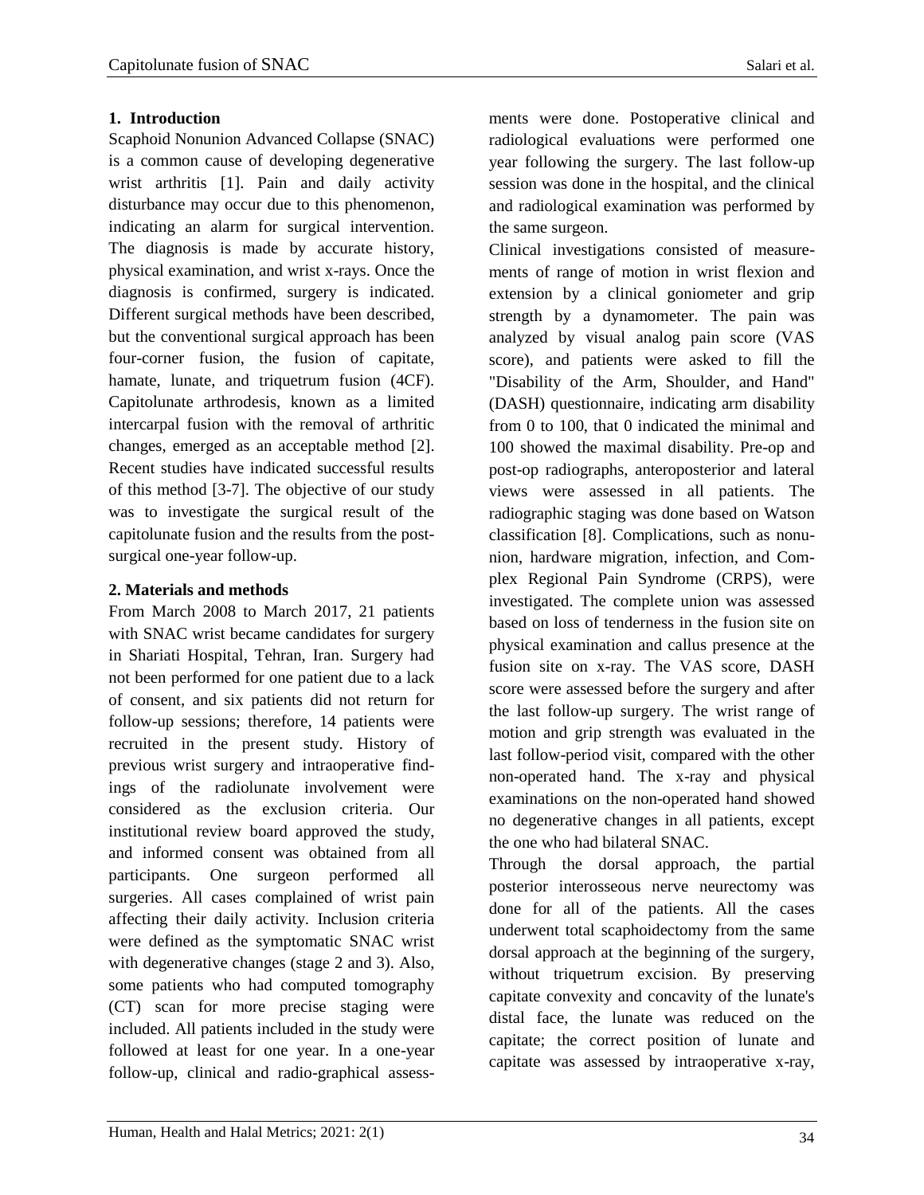## 1. Introduction

Scaphoid Nonunion Advanced Collapse (SNAC) is a common cause of developing degenerative wrist arthritis [1]. Pain and daily activity disturbance may occur due to this phenomenon, indicating an alarm for surgical intervention. The diagnosis is made by accurate history, physical examination, and wrist x-rays. Once the diagnosis is confirmed, surgery is indicated. Different surgical methods have been described, but the conventional surgical approach has been four-corner fusion, the fusion of capitate, hamate, lunate, and triquetrum fusion (4CF). Capitolunate arthrodesis, known as a limited intercarpal fusion with the removal of arthritic changes, emerged as an acceptable method [2]. Recent studies have indicated successful results of this method [3-7]. The objective of our study was to investigate the surgical result of the capitolunate fusion and the results from the post-surgical one-year follow-up.

## 2. Materials and methods

From March 2008 to March 2017, 21 patients with SNAC wrist became candidates for surgery in Shariati Hospital, Tehran, Iran. Surgery had not been performed for one patient due to a lack of consent, and six patients did not return for follow-up sessions; therefore, 14 patients were recruited in the present study. History of previous wrist surgery and intraoperative findings of the radiolunate involvement were considered as the exclusion criteria. Our institutional review board approved the study, and informed consent was obtained from all participants. One surgeon performed all surgeries. All cases complained of wrist pain affecting their daily activity. Inclusion criteria were defined as the symptomatic SNAC wrist with degenerative changes (stage 2 and 3). Also, some patients who had computed tomography (CT) scan for more precise staging were included. All patients included in the study were followed at least for one year. In a one-year follow-up, clinical and radio-graphical assessments were done. Postoperative clinical and radiological evaluations were performed one year following the surgery. The last follow-up session was done in the hospital, and the clinical and radiological examination was performed by the same surgeon.

Clinical investigations consisted of measurements of range of motion in wrist flexion and extension by a clinical goniometer and grip strength by a dynamometer. The pain was analyzed by visual analog pain score (VAS score), and patients were asked to fill the "Disability of the Arm, Shoulder, and Hand" (DASH) questionnaire, indicating arm disability from 0 to 100, that 0 indicated the minimal and 100 showed the maximal disability. Pre-op and post-op radiographs, anteroposterior and lateral views were assessed in all patients. The radiographic staging was done based on Watson classification [8]. Complications, such as nonunion, hardware migration, infection, and Complex Regional Pain Syndrome (CRPS), were investigated. The complete union was assessed based on loss of tenderness in the fusion site on physical examination and callus presence at the fusion site on x-ray. The VAS score, DASH score were assessed before the surgery and after the last follow-up surgery. The wrist range of motion and grip strength was evaluated in the last follow-period visit, compared with the other non-operated hand. The x-ray and physical examinations on the non-operated hand showed no degenerative changes in all patients, except the one who had bilateral SNAC.

Through the dorsal approach, the partial posterior interosseous nerve neurectomy was done for all of the patients. All the cases underwent total scaphoidectomy from the same dorsal approach at the beginning of the surgery, without triquetrum excision. By preserving capitate convexity and concavity of the lunate's distal face, the lunate was reduced on the capitate; the correct position of lunate and capitate was assessed by intraoperative x-ray,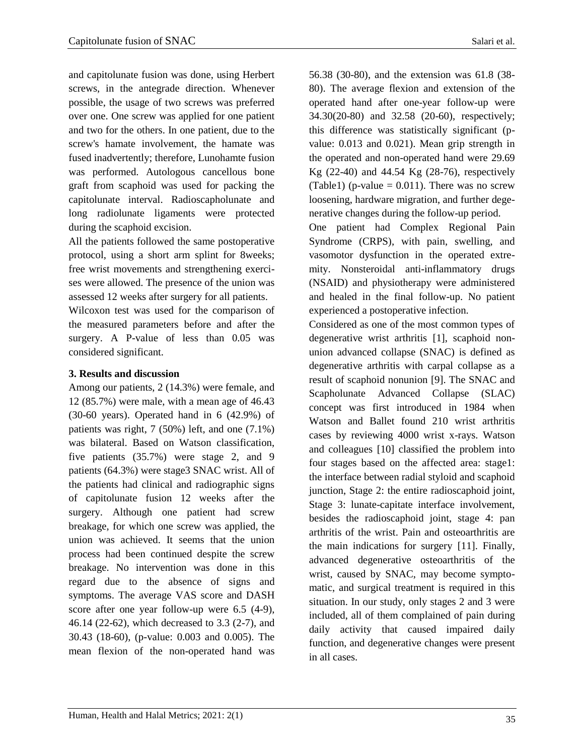and capitolunate fusion was done, using Herbert screws, in the antegrade direction. Whenever possible, the usage of two screws was preferred over one. One screw was applied for one patient and two for the others. In one patient, due to the screw's hamate involvement, the hamate was fused inadvertently; therefore, Lunohamte fusion was performed. Autologous cancellous bone graft from scaphoid was used for packing the capitolunate interval. Radioscapholunate and long radiolunate ligaments were protected during the scaphoid excision.

All the patients followed the same postoperative protocol, using a short arm splint for 8weeks; free wrist movements and strengthening exercises were allowed. The presence of the union was assessed 12 weeks after surgery for all patients.

Wilcoxon test was used for the comparison of the measured parameters before and after the surgery. A P-value of less than 0.05 was considered significant.

### 3. Results and discussion

Among our patients, 2 (14.3%) were female, and 12 (85.7%) were male, with a mean age of 46.43 (30-60 years). Operated hand in 6 (42.9%) of patients was right, 7 (50%) left, and one (7.1%) was bilateral. Based on Watson classification, five patients (35.7%) were stage 2, and 9 patients (64.3%) were stage3 SNAC wrist. All of the patients had clinical and radiographic signs of capitolunate fusion 12 weeks after the surgery. Although one patient had screw breakage, for which one screw was applied, the union was achieved. It seems that the union process had been continued despite the screw breakage. No intervention was done in this regard due to the absence of signs and symptoms. The average VAS score and DASH score after one year follow-up were 6.5 (4-9), 46.14 (22-62), which decreased to 3.3 (2-7), and 30.43 (18-60), (p-value: 0.003 and 0.005). The mean flexion of the non-operated hand was 56.38 (30-80), and the extension was 61.8 (38-80). The average flexion and extension of the operated hand after one-year follow-up were 34.30(20-80) and 32.58 (20-60), respectively; this difference was statistically significant (p-value: 0.013 and 0.021). Mean grip strength in the operated and non-operated hand were 29.69 Kg (22-40) and 44.54 Kg (28-76), respectively (Table1) (p-value = 0.011). There was no screw loosening, hardware migration, and further degenerative changes during the follow-up period.

One patient had Complex Regional Pain Syndrome (CRPS), with pain, swelling, and vasomotor dysfunction in the operated extremity. Nonsteroidal anti-inflammatory drugs (NSAID) and physiotherapy were administered and healed in the final follow-up. No patient experienced a postoperative infection.

Considered as one of the most common types of degenerative wrist arthritis [1], scaphoid nonunion advanced collapse (SNAC) is defined as degenerative arthritis with carpal collapse as a result of scaphoid nonunion [9]. The SNAC and Scapholunate Advanced Collapse (SLAC) concept was first introduced in 1984 when Watson and Ballet found 210 wrist arthritis cases by reviewing 4000 wrist x-rays. Watson and colleagues [10] classified the problem into four stages based on the affected area: stage1: the interface between radial styloid and scaphoid junction, Stage 2: the entire radioscaphoid joint, Stage 3: lunate-capitate interface involvement, besides the radioscaphoid joint, stage 4: pan arthritis of the wrist. Pain and osteoarthritis are the main indications for surgery [11]. Finally, advanced degenerative osteoarthritis of the wrist, caused by SNAC, may become symptomatic, and surgical treatment is required in this situation. In our study, only stages 2 and 3 were included, all of them complained of pain during daily activity that caused impaired daily function, and degenerative changes were present in all cases.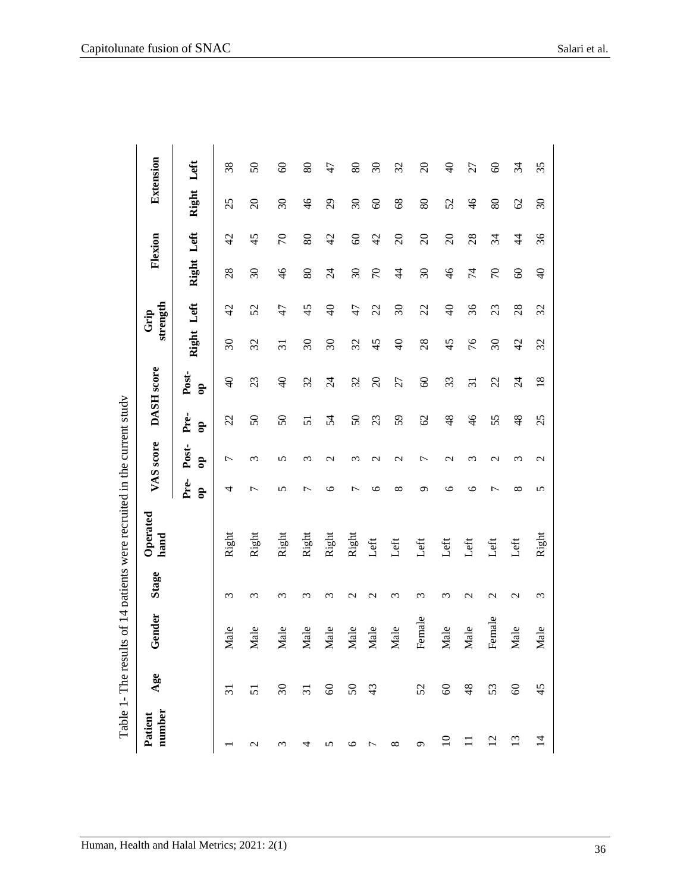Table 1- The results of 14 patients were recruited in the current study

| Patient number | Age | Gender | Stage | Operated hand | VAS score | | DASH score | | Grip strength | | Flexion | | Extension | |
|---|---|---|---|---|---|---|---|---|---|---|---|---|---|---|
| | | | | | Pre-op | Post-op | Pre-op | Post-op | Right | Left | Right | Left | Right | Left |
| 1 | 31 | Male | 3 | Right | 4 | 7 | 22 | 40 | 30 | 42 | 28 | 42 | 25 | 38 |
| 2 | 51 | Male | 3 | Right | 7 | 3 | 50 | 23 | 32 | 52 | 30 | 45 | 20 | 50 |
| 3 | 30 | Male | 3 | Right | 5 | 5 | 50 | 40 | 31 | 47 | 46 | 70 | 30 | 60 |
| 4 | 31 | Male | 3 | Right | 7 | 3 | 51 | 32 | 30 | 45 | 80 | 80 | 46 | 80 |
| 5 | 60 | Male | 3 | Right | 6 | 2 | 54 | 24 | 30 | 40 | 24 | 42 | 29 | 47 |
| 6 | 50 | Male | 2 | Right | 7 | 3 | 50 | 32 | 32 | 47 | 30 | 60 | 30 | 80 |
| 7 | 43 | Male | 2 | Left | 6 | 2 | 23 | 20 | 45 | 22 | 70 | 42 | 60 | 30 |
| 8 | | Male | 3 | Left | 8 | 2 | 59 | 27 | 40 | 30 | 44 | 20 | 68 | 32 |
| 9 | 52 | Female | 3 | Left | 9 | 7 | 62 | 60 | 28 | 22 | 30 | 20 | 80 | 20 |
| 10 | 60 | Male | 3 | Left | 6 | 2 | 48 | 33 | 45 | 40 | 46 | 20 | 52 | 40 |
| 11 | 48 | Male | 2 | Left | 6 | 3 | 46 | 31 | 76 | 36 | 74 | 28 | 46 | 27 |
| 12 | 53 | Female | 2 | Left | 7 | 2 | 55 | 22 | 30 | 23 | 70 | 34 | 80 | 60 |
| 13 | 60 | Male | 2 | Left | 8 | 3 | 48 | 24 | 42 | 28 | 60 | 44 | 62 | 34 |
| 14 | 45 | Male | 3 | Right | 5 | 2 | 25 | 18 | 32 | 32 | 40 | 36 | 30 | 35 |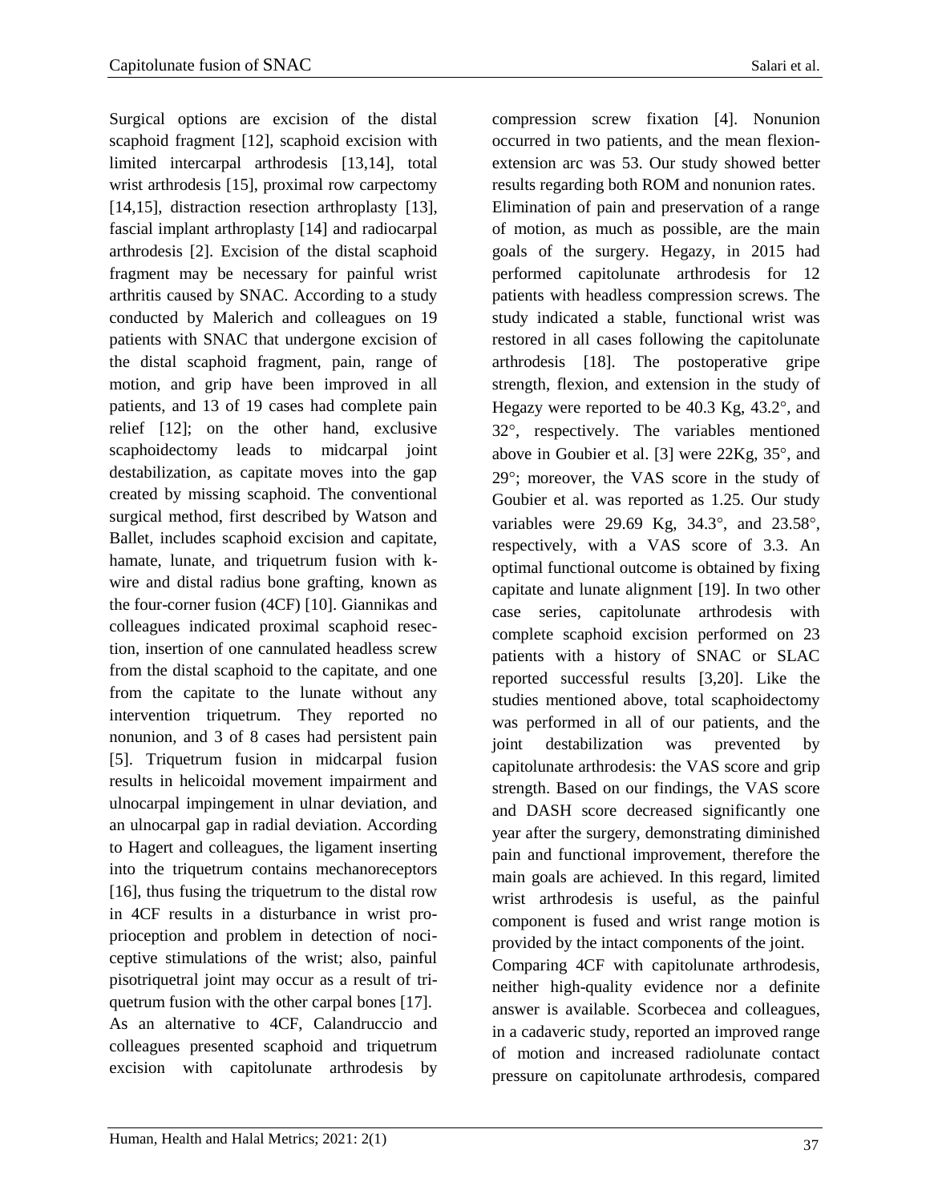Surgical options are excision of the distal scaphoid fragment [12], scaphoid excision with limited intercarpal arthrodesis [13,14], total wrist arthrodesis [15], proximal row carpectomy [14,15], distraction resection arthroplasty [13], fascial implant arthroplasty [14] and radiocarpal arthrodesis [2]. Excision of the distal scaphoid fragment may be necessary for painful wrist arthritis caused by SNAC. According to a study conducted by Malerich and colleagues on 19 patients with SNAC that undergone excision of the distal scaphoid fragment, pain, range of motion, and grip have been improved in all patients, and 13 of 19 cases had complete pain relief [12]; on the other hand, exclusive scaphoidectomy leads to midcarpal joint destabilization, as capitate moves into the gap created by missing scaphoid. The conventional surgical method, first described by Watson and Ballet, includes scaphoid excision and capitate, hamate, lunate, and triquetrum fusion with k-wire and distal radius bone grafting, known as the four-corner fusion (4CF) [10]. Giannikas and colleagues indicated proximal scaphoid resection, insertion of one cannulated headless screw from the distal scaphoid to the capitate, and one from the capitate to the lunate without any intervention triquetrum. They reported no nonunion, and 3 of 8 cases had persistent pain [5]. Triquetrum fusion in midcarpal fusion results in helicoidal movement impairment and ulnocarpal impingement in ulnar deviation, and an ulnocarpal gap in radial deviation. According to Hagert and colleagues, the ligament inserting into the triquetrum contains mechanoreceptors [16], thus fusing the triquetrum to the distal row in 4CF results in a disturbance in wrist proprioception and problem in detection of nociceptive stimulations of the wrist; also, painful pisotriquetral joint may occur as a result of triquetrum fusion with the other carpal bones [17].

As an alternative to 4CF, Calandruccio and colleagues presented scaphoid and triquetrum excision with capitolunate arthrodesis by compression screw fixation [4]. Nonunion occurred in two patients, and the mean flexion-extension arc was 53. Our study showed better results regarding both ROM and nonunion rates.

Elimination of pain and preservation of a range of motion, as much as possible, are the main goals of the surgery. Hegazy, in 2015 had performed capitolunate arthrodesis for 12 patients with headless compression screws. The study indicated a stable, functional wrist was restored in all cases following the capitolunate arthrodesis [18]. The postoperative gripe strength, flexion, and extension in the study of Hegazy were reported to be 40.3 Kg, 43.2°, and 32°, respectively. The variables mentioned above in Goubier et al. [3] were 22Kg, 35°, and 29°; moreover, the VAS score in the study of Goubier et al. was reported as 1.25. Our study variables were 29.69 Kg, 34.3°, and 23.58°, respectively, with a VAS score of 3.3. An optimal functional outcome is obtained by fixing capitate and lunate alignment [19]. In two other case series, capitolunate arthrodesis with complete scaphoid excision performed on 23 patients with a history of SNAC or SLAC reported successful results [3,20]. Like the studies mentioned above, total scaphoidectomy was performed in all of our patients, and the joint destabilization was prevented by capitolunate arthrodesis: the VAS score and grip strength. Based on our findings, the VAS score and DASH score decreased significantly one year after the surgery, demonstrating diminished pain and functional improvement, therefore the main goals are achieved. In this regard, limited wrist arthrodesis is useful, as the painful component is fused and wrist range motion is provided by the intact components of the joint.

Comparing 4CF with capitolunate arthrodesis, neither high-quality evidence nor a definite answer is available. Scorbecea and colleagues, in a cadaveric study, reported an improved range of motion and increased radiolunate contact pressure on capitolunate arthrodesis, compared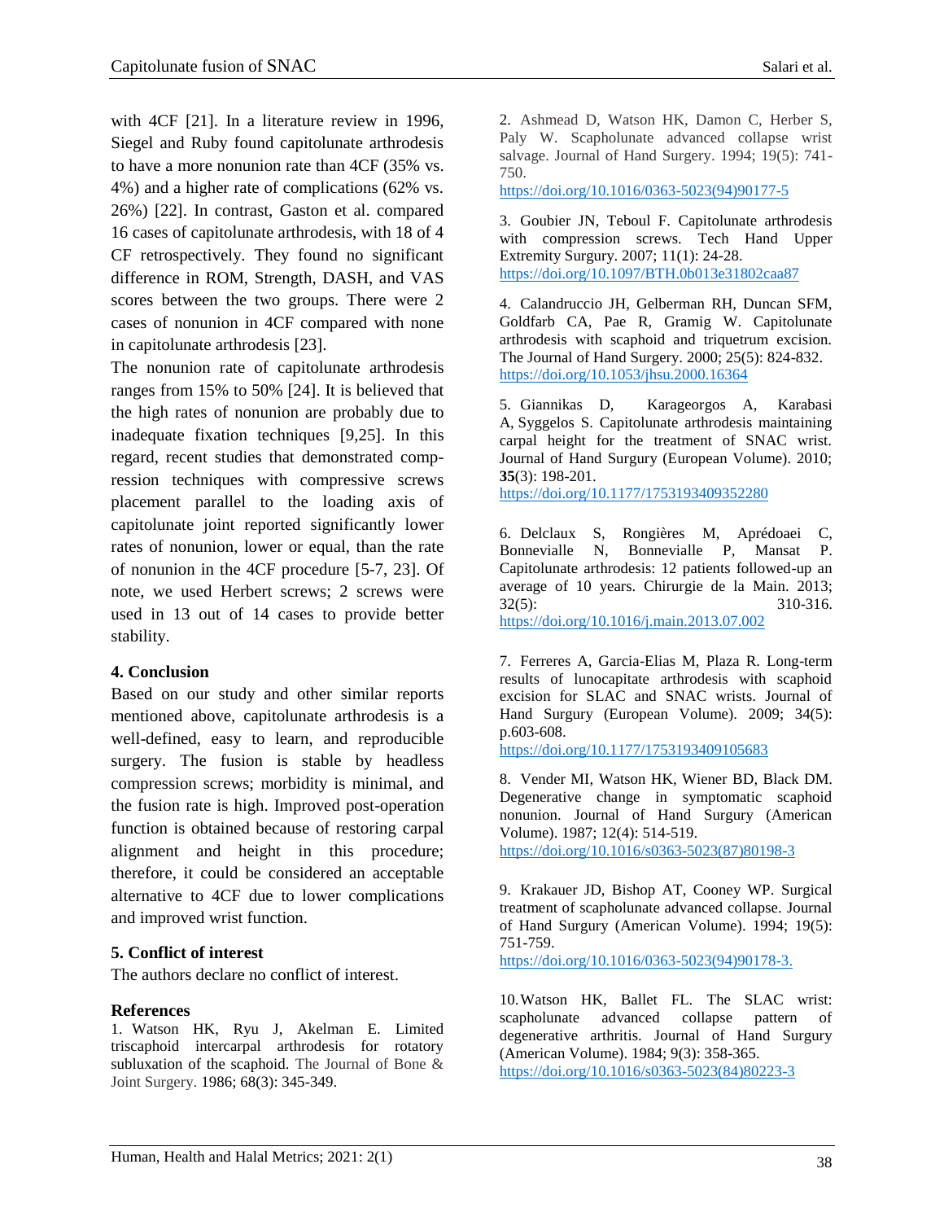with 4CF [21]. In a literature review in 1996, Siegel and Ruby found capitolunate arthrodesis to have a more nonunion rate than 4CF (35% vs. 4%) and a higher rate of complications (62% vs. 26%) [22]. In contrast, Gaston et al. compared 16 cases of capitolunate arthrodesis, with 18 of 4 CF retrospectively. They found no significant difference in ROM, Strength, DASH, and VAS scores between the two groups. There were 2 cases of nonunion in 4CF compared with none in capitolunate arthrodesis [23].

The nonunion rate of capitolunate arthrodesis ranges from 15% to 50% [24]. It is believed that the high rates of nonunion are probably due to inadequate fixation techniques [9,25]. In this regard, recent studies that demonstrated compression techniques with compressive screws placement parallel to the loading axis of capitolunate joint reported significantly lower rates of nonunion, lower or equal, than the rate of nonunion in the 4CF procedure [5-7, 23]. Of note, we used Herbert screws; 2 screws were used in 13 out of 14 cases to provide better stability.

## 4. Conclusion

Based on our study and other similar reports mentioned above, capitolunate arthrodesis is a well-defined, easy to learn, and reproducible surgery. The fusion is stable by headless compression screws; morbidity is minimal, and the fusion rate is high. Improved post-operation function is obtained because of restoring carpal alignment and height in this procedure; therefore, it could be considered an acceptable alternative to 4CF due to lower complications and improved wrist function.

## 5. Conflict of interest

The authors declare no conflict of interest.

## References

1. Watson HK, Ryu J, Akelman E. Limited triscaphoid intercarpal arthrodesis for rotatory subluxation of the scaphoid. The Journal of Bone & Joint Surgery. 1986; 68(3): 345-349.

2. Ashmead D, Watson HK, Damon C, Herber S, Paly W. Scapholunate advanced collapse wrist salvage. Journal of Hand Surgery. 1994; 19(5): 741-750. https://doi.org/10.1016/0363-5023(94)90177-5

3. Goubier JN, Teboul F. Capitolunate arthrodesis with compression screws. Tech Hand Upper Extremity Surgery. 2007; 11(1): 24-28. https://doi.org/10.1097/BTH.0b013e31802caa87

4. Calandruccio JH, Gelberman RH, Duncan SFM, Goldfarb CA, Pae R, Gramig W. Capitolunate arthrodesis with scaphoid and triquetrum excision. The Journal of Hand Surgery. 2000; 25(5): 824-832. https://doi.org/10.1053/jhsu.2000.16364

5. Giannikas D, Karageorgos A, Karabasi A, Syggelos S. Capitolunate arthrodesis maintaining carpal height for the treatment of SNAC wrist. Journal of Hand Surgery (European Volume). 2010; **35**(3): 198-201. https://doi.org/10.1177/1753193409352280

6. Delclaux S, Rongières M, Aprédoaei C, Bonnevialle N, Bonnevialle P, Mansat P. Capitolunate arthrodesis: 12 patients followed-up an average of 10 years. Chirurgie de la Main. 2013; 32(5): 310-316. https://doi.org/10.1016/j.main.2013.07.002

7. Ferreres A, Garcia-Elias M, Plaza R. Long-term results of lunocapitate arthrodesis with scaphoid excision for SLAC and SNAC wrists. Journal of Hand Surgery (European Volume). 2009; 34(5): p.603-608. https://doi.org/10.1177/1753193409105683

8. Vender MI, Watson HK, Wiener BD, Black DM. Degenerative change in symptomatic scaphoid nonunion. Journal of Hand Surgery (American Volume). 1987; 12(4): 514-519. https://doi.org/10.1016/s0363-5023(87)80198-3

9. Krakauer JD, Bishop AT, Cooney WP. Surgical treatment of scapholunate advanced collapse. Journal of Hand Surgery (American Volume). 1994; 19(5): 751-759. https://doi.org/10.1016/0363-5023(94)90178-3.

10. Watson HK, Ballet FL. The SLAC wrist: scapholunate advanced collapse pattern of degenerative arthritis. Journal of Hand Surgery (American Volume). 1984; 9(3): 358-365. https://doi.org/10.1016/s0363-5023(84)80223-3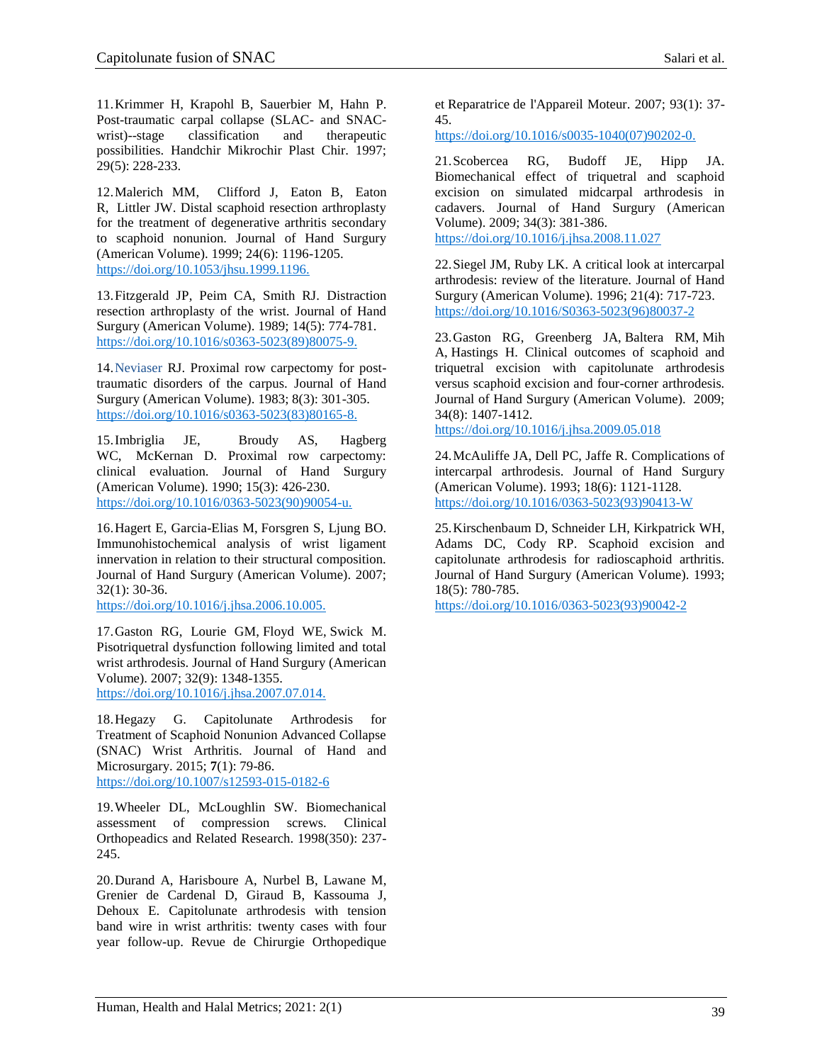11. Krimmer H, Krapohl B, Sauerbier M, Hahn P. Post-traumatic carpal collapse (SLAC- and SNAC-wrist)--stage classification and therapeutic possibilities. Handchir Mikrochir Plast Chir. 1997; 29(5): 228-233.

12. Malerich MM, Clifford J, Eaton B, Eaton R, Littler JW. Distal scaphoid resection arthroplasty for the treatment of degenerative arthritis secondary to scaphoid nonunion. Journal of Hand Surgury (American Volume). 1999; 24(6): 1196-1205. https://doi.org/10.1053/jhsu.1999.1196.

13. Fitzgerald JP, Peim CA, Smith RJ. Distraction resection arthroplasty of the wrist. Journal of Hand Surgury (American Volume). 1989; 14(5): 774-781. https://doi.org/10.1016/s0363-5023(89)80075-9.

14. Neviaser RJ. Proximal row carpectomy for post-traumatic disorders of the carpus. Journal of Hand Surgury (American Volume). 1983; 8(3): 301-305. https://doi.org/10.1016/s0363-5023(83)80165-8.

15. Imbriglia JE, Broudy AS, Hagberg WC, McKernan D. Proximal row carpectomy: clinical evaluation. Journal of Hand Surgury (American Volume). 1990; 15(3): 426-230. https://doi.org/10.1016/0363-5023(90)90054-u.

16. Hagert E, Garcia-Elias M, Forsgren S, Ljung BO. Immunohistochemical analysis of wrist ligament innervation in relation to their structural composition. Journal of Hand Surgury (American Volume). 2007; 32(1): 30-36. https://doi.org/10.1016/j.jhsa.2006.10.005.

17. Gaston RG, Lourie GM, Floyd WE, Swick M. Pisotriquetral dysfunction following limited and total wrist arthrodesis. Journal of Hand Surgury (American Volume). 2007; 32(9): 1348-1355. https://doi.org/10.1016/j.jhsa.2007.07.014.

18. Hegazy G. Capitolunate Arthrodesis for Treatment of Scaphoid Nonunion Advanced Collapse (SNAC) Wrist Arthritis. Journal of Hand and Microsurgary. 2015; **7**(1): 79-86. https://doi.org/10.1007/s12593-015-0182-6

19. Wheeler DL, McLoughlin SW. Biomechanical assessment of compression screws. Clinical Orthopeadics and Related Research. 1998(350): 237-245.

20. Durand A, Harisboure A, Nurbel B, Lawane M, Grenier de Cardenal D, Giraud B, Kassouma J, Dehoux E. Capitolunate arthrodesis with tension band wire in wrist arthritis: twenty cases with four year follow-up. Revue de Chirurgie Orthopedique et Reparatrice de l'Appareil Moteur. 2007; 93(1): 37-45. https://doi.org/10.1016/s0035-1040(07)90202-0.

21. Scobercea RG, Budoff JE, Hipp JA. Biomechanical effect of triquetral and scaphoid excision on simulated midcarpal arthrodesis in cadavers. Journal of Hand Surgury (American Volume). 2009; 34(3): 381-386. https://doi.org/10.1016/j.jhsa.2008.11.027

22. Siegel JM, Ruby LK. A critical look at intercarpal arthrodesis: review of the literature. Journal of Hand Surgury (American Volume). 1996; 21(4): 717-723. https://doi.org/10.1016/S0363-5023(96)80037-2

23. Gaston RG, Greenberg JA, Baltera RM, Mih A, Hastings H. Clinical outcomes of scaphoid and triquetral excision with capitolunate arthrodesis versus scaphoid excision and four-corner arthrodesis. Journal of Hand Surgury (American Volume). 2009; 34(8): 1407-1412. https://doi.org/10.1016/j.jhsa.2009.05.018

24. McAuliffe JA, Dell PC, Jaffe R. Complications of intercarpal arthrodesis. Journal of Hand Surgury (American Volume). 1993; 18(6): 1121-1128. https://doi.org/10.1016/0363-5023(93)90413-W

25. Kirschenbaum D, Schneider LH, Kirkpatrick WH, Adams DC, Cody RP. Scaphoid excision and capitolunate arthrodesis for radioscaphoid arthritis. Journal of Hand Surgury (American Volume). 1993; 18(5): 780-785. https://doi.org/10.1016/0363-5023(93)90042-2